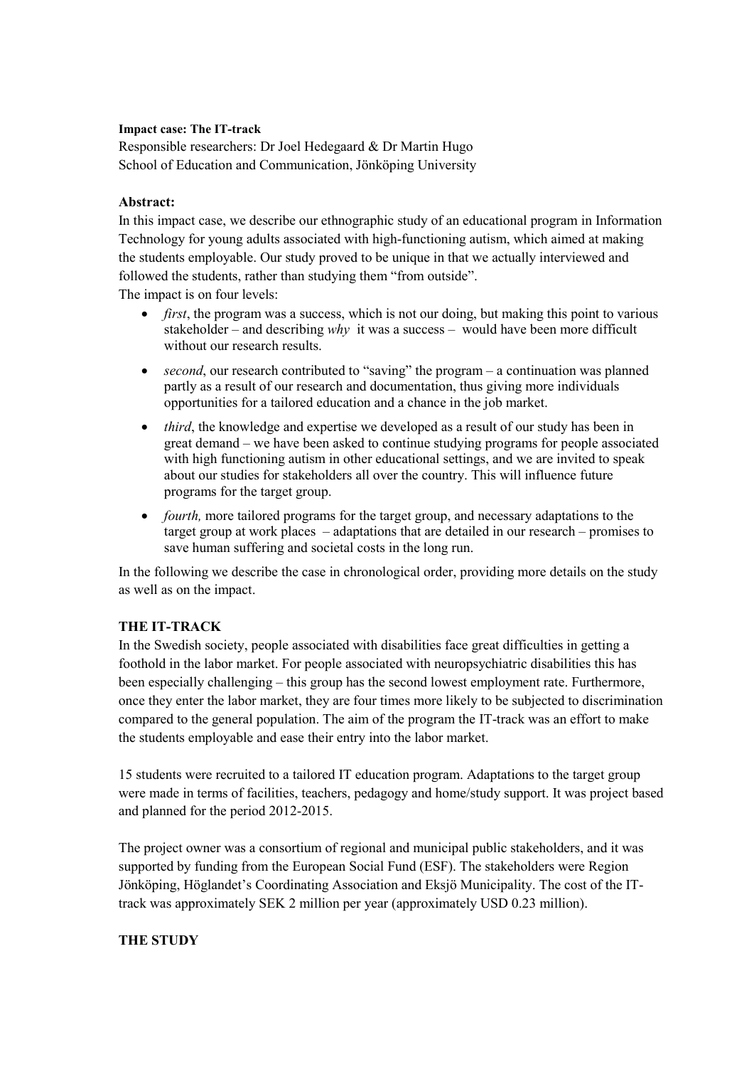**Impact case: The IT-track**

Responsible researchers: Dr Joel Hedegaard & Dr Martin Hugo
School of Education and Communication, Jönköping University

**Abstract:**

In this impact case, we describe our ethnographic study of an educational program in Information Technology for young adults associated with high-functioning autism, which aimed at making the students employable. Our study proved to be unique in that we actually interviewed and followed the students, rather than studying them "from outside".

The impact is on four levels:

- *first*, the program was a success, which is not our doing, but making this point to various stakeholder – and describing *why* it was a success – would have been more difficult without our research results.
- *second*, our research contributed to "saving" the program – a continuation was planned partly as a result of our research and documentation, thus giving more individuals opportunities for a tailored education and a chance in the job market.
- *third*, the knowledge and expertise we developed as a result of our study has been in great demand – we have been asked to continue studying programs for people associated with high functioning autism in other educational settings, and we are invited to speak about our studies for stakeholders all over the country. This will influence future programs for the target group.
- *fourth,* more tailored programs for the target group, and necessary adaptations to the target group at work places – adaptations that are detailed in our research – promises to save human suffering and societal costs in the long run.

In the following we describe the case in chronological order, providing more details on the study as well as on the impact.

## THE IT-TRACK

In the Swedish society, people associated with disabilities face great difficulties in getting a foothold in the labor market. For people associated with neuropsychiatric disabilities this has been especially challenging – this group has the second lowest employment rate. Furthermore, once they enter the labor market, they are four times more likely to be subjected to discrimination compared to the general population. The aim of the program the IT-track was an effort to make the students employable and ease their entry into the labor market.

15 students were recruited to a tailored IT education program. Adaptations to the target group were made in terms of facilities, teachers, pedagogy and home/study support. It was project based and planned for the period 2012-2015.

The project owner was a consortium of regional and municipal public stakeholders, and it was supported by funding from the European Social Fund (ESF). The stakeholders were Region Jönköping, Höglandet's Coordinating Association and Eksjö Municipality. The cost of the IT-track was approximately SEK 2 million per year (approximately USD 0.23 million).

## THE STUDY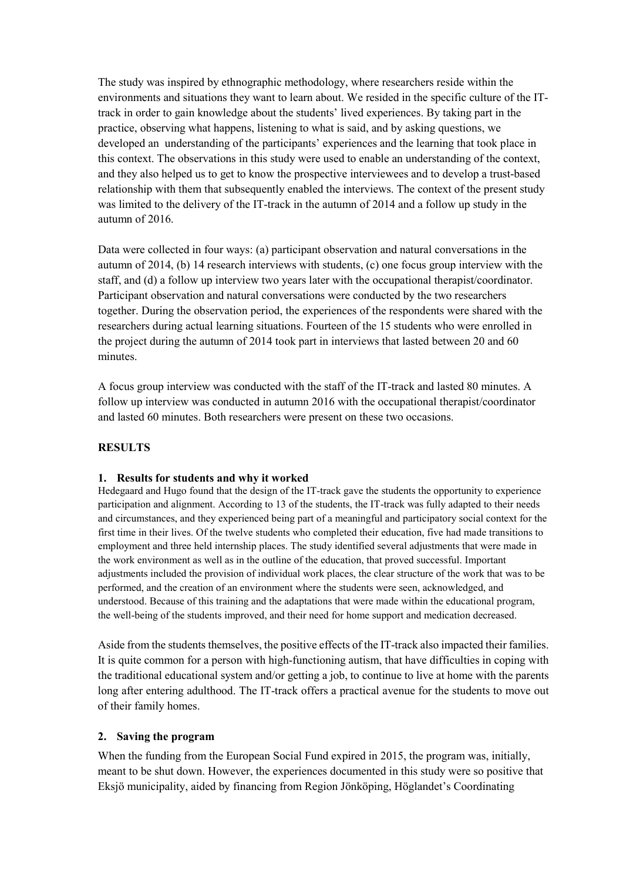The study was inspired by ethnographic methodology, where researchers reside within the environments and situations they want to learn about. We resided in the specific culture of the IT-track in order to gain knowledge about the students' lived experiences. By taking part in the practice, observing what happens, listening to what is said, and by asking questions, we developed an understanding of the participants' experiences and the learning that took place in this context. The observations in this study were used to enable an understanding of the context, and they also helped us to get to know the prospective interviewees and to develop a trust-based relationship with them that subsequently enabled the interviews. The context of the present study was limited to the delivery of the IT-track in the autumn of 2014 and a follow up study in the autumn of 2016.

Data were collected in four ways: (a) participant observation and natural conversations in the autumn of 2014, (b) 14 research interviews with students, (c) one focus group interview with the staff, and (d) a follow up interview two years later with the occupational therapist/coordinator. Participant observation and natural conversations were conducted by the two researchers together. During the observation period, the experiences of the respondents were shared with the researchers during actual learning situations. Fourteen of the 15 students who were enrolled in the project during the autumn of 2014 took part in interviews that lasted between 20 and 60 minutes.

A focus group interview was conducted with the staff of the IT-track and lasted 80 minutes. A follow up interview was conducted in autumn 2016 with the occupational therapist/coordinator and lasted 60 minutes. Both researchers were present on these two occasions.

## RESULTS

### 1. Results for students and why it worked

Hedegaard and Hugo found that the design of the IT-track gave the students the opportunity to experience participation and alignment. According to 13 of the students, the IT-track was fully adapted to their needs and circumstances, and they experienced being part of a meaningful and participatory social context for the first time in their lives. Of the twelve students who completed their education, five had made transitions to employment and three held internship places. The study identified several adjustments that were made in the work environment as well as in the outline of the education, that proved successful. Important adjustments included the provision of individual work places, the clear structure of the work that was to be performed, and the creation of an environment where the students were seen, acknowledged, and understood. Because of this training and the adaptations that were made within the educational program, the well-being of the students improved, and their need for home support and medication decreased.

Aside from the students themselves, the positive effects of the IT-track also impacted their families. It is quite common for a person with high-functioning autism, that have difficulties in coping with the traditional educational system and/or getting a job, to continue to live at home with the parents long after entering adulthood. The IT-track offers a practical avenue for the students to move out of their family homes.

### 2. Saving the program

When the funding from the European Social Fund expired in 2015, the program was, initially, meant to be shut down. However, the experiences documented in this study were so positive that Eksjö municipality, aided by financing from Region Jönköping, Höglandet's Coordinating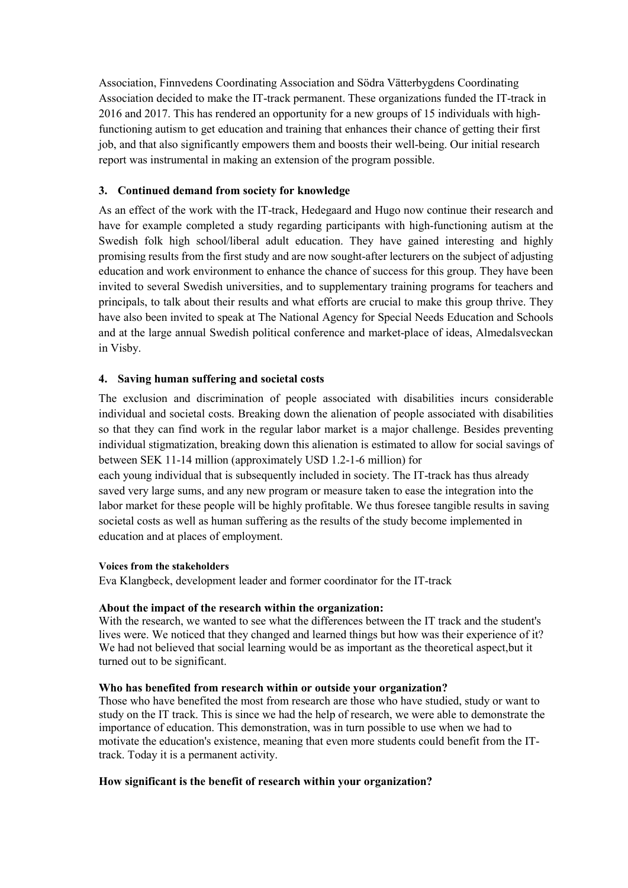Association, Finnvedens Coordinating Association and Södra Vätterbygdens Coordinating Association decided to make the IT-track permanent. These organizations funded the IT-track in 2016 and 2017. This has rendered an opportunity for a new groups of 15 individuals with high-functioning autism to get education and training that enhances their chance of getting their first job, and that also significantly empowers them and boosts their well-being. Our initial research report was instrumental in making an extension of the program possible.

### 3. Continued demand from society for knowledge

As an effect of the work with the IT-track, Hedegaard and Hugo now continue their research and have for example completed a study regarding participants with high-functioning autism at the Swedish folk high school/liberal adult education. They have gained interesting and highly promising results from the first study and are now sought-after lecturers on the subject of adjusting education and work environment to enhance the chance of success for this group. They have been invited to several Swedish universities, and to supplementary training programs for teachers and principals, to talk about their results and what efforts are crucial to make this group thrive. They have also been invited to speak at The National Agency for Special Needs Education and Schools and at the large annual Swedish political conference and market-place of ideas, Almedalsveckan in Visby.

### 4. Saving human suffering and societal costs

The exclusion and discrimination of people associated with disabilities incurs considerable individual and societal costs. Breaking down the alienation of people associated with disabilities so that they can find work in the regular labor market is a major challenge. Besides preventing individual stigmatization, breaking down this alienation is estimated to allow for social savings of between SEK 11-14 million (approximately USD 1.2-1-6 million) for each young individual that is subsequently included in society. The IT-track has thus already saved very large sums, and any new program or measure taken to ease the integration into the labor market for these people will be highly profitable. We thus foresee tangible results in saving societal costs as well as human suffering as the results of the study become implemented in education and at places of employment.

**Voices from the stakeholders**

Eva Klangbeck, development leader and former coordinator for the IT-track

**About the impact of the research within the organization:**

With the research, we wanted to see what the differences between the IT track and the student's lives were. We noticed that they changed and learned things but how was their experience of it? We had not believed that social learning would be as important as the theoretical aspect,but it turned out to be significant.

**Who has benefited from research within or outside your organization?**

Those who have benefited the most from research are those who have studied, study or want to study on the IT track. This is since we had the help of research, we were able to demonstrate the importance of education. This demonstration, was in turn possible to use when we had to motivate the education's existence, meaning that even more students could benefit from the IT-track. Today it is a permanent activity.

**How significant is the benefit of research within your organization?**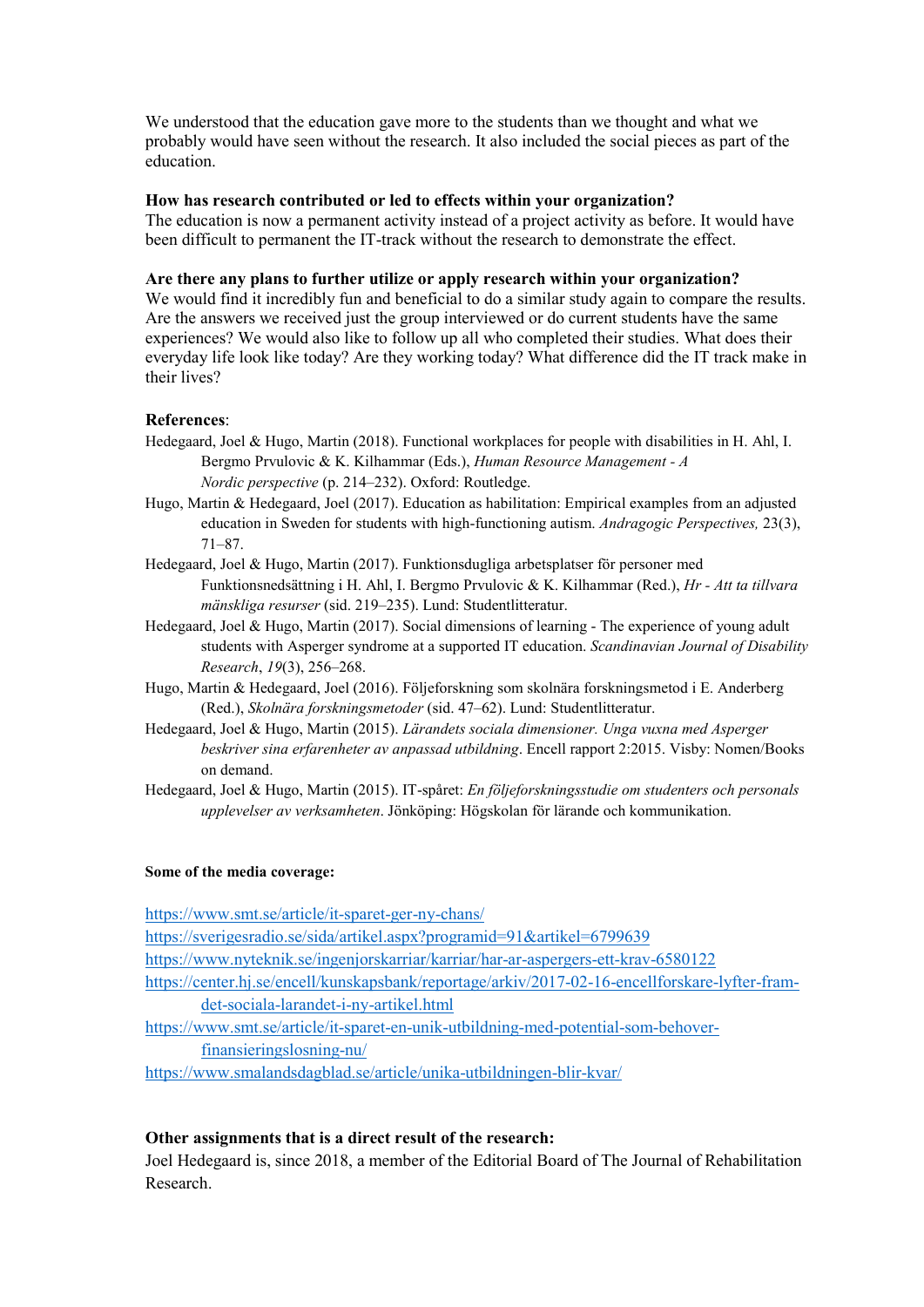We understood that the education gave more to the students than we thought and what we probably would have seen without the research. It also included the social pieces as part of the education.

**How has research contributed or led to effects within your organization?**

The education is now a permanent activity instead of a project activity as before. It would have been difficult to permanent the IT-track without the research to demonstrate the effect.

**Are there any plans to further utilize or apply research within your organization?**

We would find it incredibly fun and beneficial to do a similar study again to compare the results. Are the answers we received just the group interviewed or do current students have the same experiences? We would also like to follow up all who completed their studies. What does their everyday life look like today? Are they working today? What difference did the IT track make in their lives?

**References**:

Hedegaard, Joel & Hugo, Martin (2018). Functional workplaces for people with disabilities in H. Ahl, I. Bergmo Prvulovic & K. Kilhammar (Eds.), *Human Resource Management - A Nordic perspective* (p. 214–232). Oxford: Routledge.

Hugo, Martin & Hedegaard, Joel (2017). Education as habilitation: Empirical examples from an adjusted education in Sweden for students with high-functioning autism. *Andragogic Perspectives,* 23(3), 71–87.

Hedegaard, Joel & Hugo, Martin (2017). Funktionsdugliga arbetsplatser för personer med Funktionsnedsättning i H. Ahl, I. Bergmo Prvulovic & K. Kilhammar (Red.), *Hr - Att ta tillvara mänskliga resurser* (sid. 219–235). Lund: Studentlitteratur.

Hedegaard, Joel & Hugo, Martin (2017). Social dimensions of learning - The experience of young adult students with Asperger syndrome at a supported IT education. *Scandinavian Journal of Disability Research*, *19*(3), 256–268.

Hugo, Martin & Hedegaard, Joel (2016). Följeforskning som skolnära forskningsmetod i E. Anderberg (Red.), *Skolnära forskningsmetoder* (sid. 47–62). Lund: Studentlitteratur.

Hedegaard, Joel & Hugo, Martin (2015). *Lärandets sociala dimensioner. Unga vuxna med Asperger beskriver sina erfarenheter av anpassad utbildning*. Encell rapport 2:2015. Visby: Nomen/Books on demand.

Hedegaard, Joel & Hugo, Martin (2015). IT-spåret: *En följeforskningsstudie om studenters och personals upplevelser av verksamheten*. Jönköping: Högskolan för lärande och kommunikation.

**Some of the media coverage:**

https://www.smt.se/article/it-sparet-ger-ny-chans/

https://sverigesradio.se/sida/artikel.aspx?programid=91&artikel=6799639

https://www.nyteknik.se/ingenjorskarriar/karriar/har-ar-aspergers-ett-krav-6580122

https://center.hj.se/encell/kunskapsbank/reportage/arkiv/2017-02-16-encellforskare-lyfter-fram-det-sociala-larandet-i-ny-artikel.html

https://www.smt.se/article/it-sparet-en-unik-utbildning-med-potential-som-behover-finansieringslosning-nu/

https://www.smalandsdagblad.se/article/unika-utbildningen-blir-kvar/

**Other assignments that is a direct result of the research:**

Joel Hedegaard is, since 2018, a member of the Editorial Board of The Journal of Rehabilitation Research.